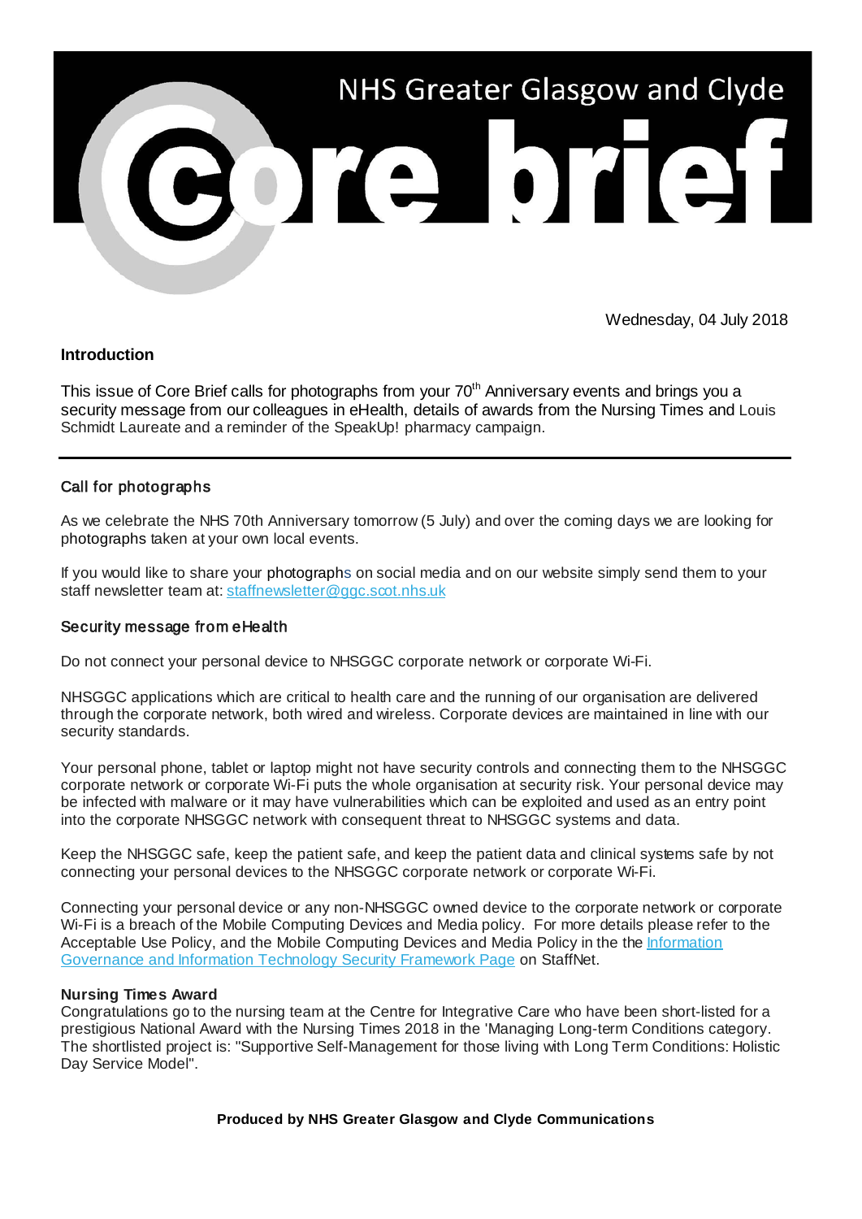# NHS Greater Glasgow and Clyde Core brief

Wednesday, 04 July 2018

## Introduction

This issue of Core Brief calls for photographs from your 70th Anniversary events and brings you a security message from our colleagues in eHealth, details of awards from the Nursing Times and Louis Schmidt Laureate and a reminder of the SpeakUp! pharmacy campaign.

---

## Call for photographs

As we celebrate the NHS 70th Anniversary tomorrow (5 July) and over the coming days we are looking for photographs taken at your own local events.

If you would like to share your photographs on social media and on our website simply send them to your staff newsletter team at: staffnewsletter@ggc.scot.nhs.uk

## Security message from eHealth

Do not connect your personal device to NHSGGC corporate network or corporate Wi-Fi.

NHSGGC applications which are critical to health care and the running of our organisation are delivered through the corporate network, both wired and wireless. Corporate devices are maintained in line with our security standards.

Your personal phone, tablet or laptop might not have security controls and connecting them to the NHSGGC corporate network or corporate Wi-Fi puts the whole organisation at security risk. Your personal device may be infected with malware or it may have vulnerabilities which can be exploited and used as an entry point into the corporate NHSGGC network with consequent threat to NHSGGC systems and data.

Keep the NHSGGC safe, keep the patient safe, and keep the patient data and clinical systems safe by not connecting your personal devices to the NHSGGC corporate network or corporate Wi-Fi.

Connecting your personal device or any non-NHSGGC owned device to the corporate network or corporate Wi-Fi is a breach of the Mobile Computing Devices and Media policy. For more details please refer to the Acceptable Use Policy, and the Mobile Computing Devices and Media Policy in the the Information Governance and Information Technology Security Framework Page on StaffNet.

## Nursing Times Award

Congratulations go to the nursing team at the Centre for Integrative Care who have been short-listed for a prestigious National Award with the Nursing Times 2018 in the 'Managing Long-term Conditions category. The shortlisted project is: "Supportive Self-Management for those living with Long Term Conditions: Holistic Day Service Model".

**Produced by NHS Greater Glasgow and Clyde Communications**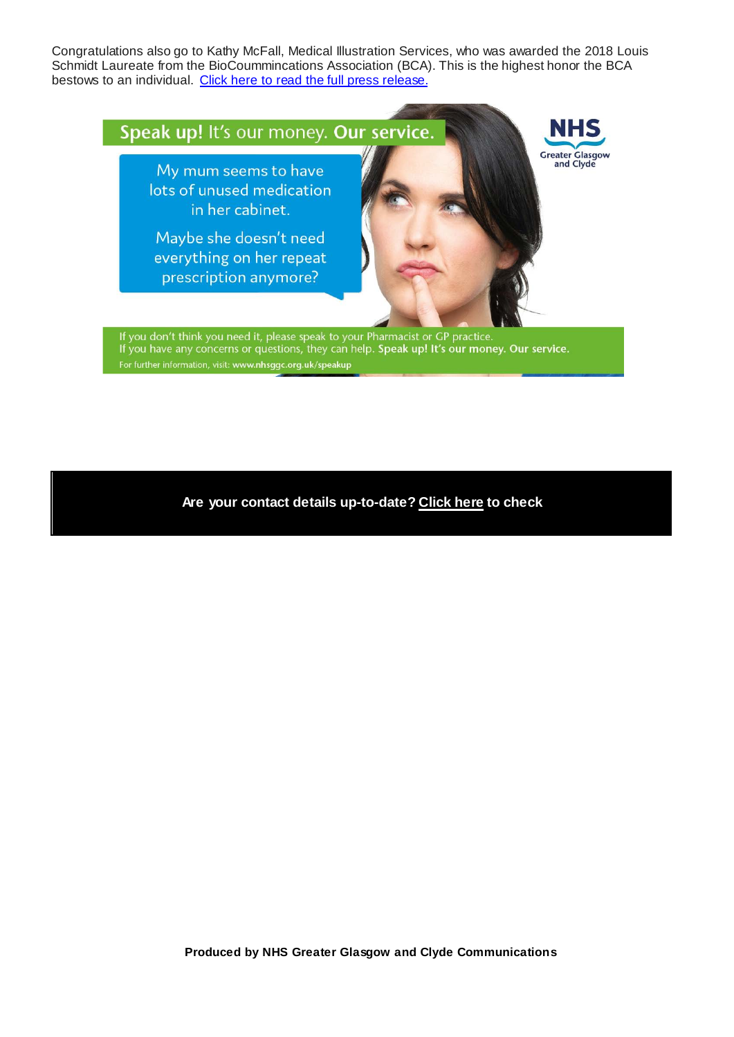Congratulations also go to Kathy McFall, Medical Illustration Services, who was awarded the 2018 Louis Schmidt Laureate from the BioCoummincations Association (BCA). This is the highest honor the BCA bestows to an individual. [Click here to read the full press release.]

**Speak up!** It's our money. **Our service.**

My mum seems to have lots of unused medication in her cabinet.

Maybe she doesn't need everything on her repeat prescription anymore?

NHS Greater Glasgow and Clyde

If you don't think you need it, please speak to your Pharmacist or GP practice.
If you have any concerns or questions, they can help. **Speak up! It's our money. Our service.**

For further information, visit: **www.nhsggc.org.uk/speakup**

**Are your contact details up-to-date? Click here to check**

**Produced by NHS Greater Glasgow and Clyde Communications**